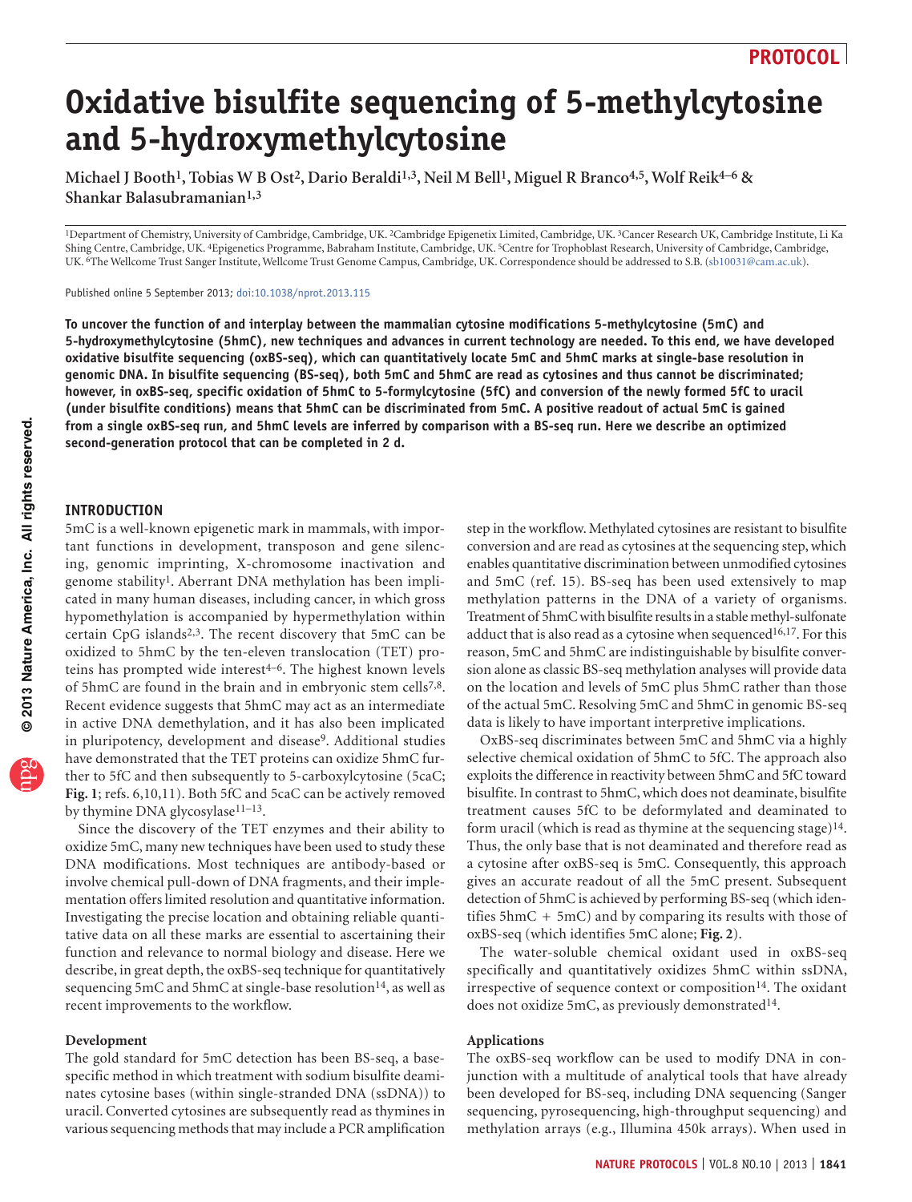PROTOCOL

# Oxidative bisulfite sequencing of 5-methylcytosine and 5-hydroxymethylcytosine

**Michael J Booth[1], Tobias W B Ost[2], Dario Beraldi[1,3], Neil M Bell[1], Miguel R Branco[4,5], Wolf Reik[4–6] & Shankar Balasubramanian[1,3]**

[1]Department of Chemistry, University of Cambridge, Cambridge, UK. [2]Cambridge Epigenetix Limited, Cambridge, UK. [3]Cancer Research UK, Cambridge Institute, Li Ka Shing Centre, Cambridge, UK. [4]Epigenetics Programme, Babraham Institute, Cambridge, UK. [5]Centre for Trophoblast Research, University of Cambridge, Cambridge, UK. [6]The Wellcome Trust Sanger Institute, Wellcome Trust Genome Campus, Cambridge, UK. Correspondence should be addressed to S.B. (sb10031@cam.ac.uk).

Published online 5 September 2013; doi:10.1038/nprot.2013.115

**To uncover the function of and interplay between the mammalian cytosine modifications 5-methylcytosine (5mC) and 5-hydroxymethylcytosine (5hmC), new techniques and advances in current technology are needed. To this end, we have developed oxidative bisulfite sequencing (oxBS-seq), which can quantitatively locate 5mC and 5hmC marks at single-base resolution in genomic DNA. In bisulfite sequencing (BS-seq), both 5mC and 5hmC are read as cytosines and thus cannot be discriminated; however, in oxBS-seq, specific oxidation of 5hmC to 5-formylcytosine (5fC) and conversion of the newly formed 5fC to uracil (under bisulfite conditions) means that 5hmC can be discriminated from 5mC. A positive readout of actual 5mC is gained from a single oxBS-seq run, and 5hmC levels are inferred by comparison with a BS-seq run. Here we describe an optimized second-generation protocol that can be completed in 2 d.**

## INTRODUCTION

5mC is a well-known epigenetic mark in mammals, with important functions in development, transposon and gene silencing, genomic imprinting, X-chromosome inactivation and genome stability[1]. Aberrant DNA methylation has been implicated in many human diseases, including cancer, in which gross hypomethylation is accompanied by hypermethylation within certain CpG islands[2,3]. The recent discovery that 5mC can be oxidized to 5hmC by the ten-eleven translocation (TET) proteins has prompted wide interest[4–6]. The highest known levels of 5hmC are found in the brain and in embryonic stem cells[7,8]. Recent evidence suggests that 5hmC may act as an intermediate in active DNA demethylation, and it has also been implicated in pluripotency, development and disease[9]. Additional studies have demonstrated that the TET proteins can oxidize 5hmC further to 5fC and then subsequently to 5-carboxylcytosine (5caC; **Fig. 1**; refs. 6,10,11). Both 5fC and 5caC can be actively removed by thymine DNA glycosylase[11–13].

Since the discovery of the TET enzymes and their ability to oxidize 5mC, many new techniques have been used to study these DNA modifications. Most techniques are antibody-based or involve chemical pull-down of DNA fragments, and their implementation offers limited resolution and quantitative information. Investigating the precise location and obtaining reliable quantitative data on all these marks are essential to ascertaining their function and relevance to normal biology and disease. Here we describe, in great depth, the oxBS-seq technique for quantitatively sequencing 5mC and 5hmC at single-base resolution[14], as well as recent improvements to the workflow.

### Development

The gold standard for 5mC detection has been BS-seq, a base-specific method in which treatment with sodium bisulfite deaminates cytosine bases (within single-stranded DNA (ssDNA)) to uracil. Converted cytosines are subsequently read as thymines in various sequencing methods that may include a PCR amplification step in the workflow. Methylated cytosines are resistant to bisulfite conversion and are read as cytosines at the sequencing step, which enables quantitative discrimination between unmodified cytosines and 5mC (ref. 15). BS-seq has been used extensively to map methylation patterns in the DNA of a variety of organisms. Treatment of 5hmC with bisulfite results in a stable methyl-sulfonate adduct that is also read as a cytosine when sequenced[16,17]. For this reason, 5mC and 5hmC are indistinguishable by bisulfite conversion alone as classic BS-seq methylation analyses will provide data on the location and levels of 5mC plus 5hmC rather than those of the actual 5mC. Resolving 5mC and 5hmC in genomic BS-seq data is likely to have important interpretive implications.

OxBS-seq discriminates between 5mC and 5hmC via a highly selective chemical oxidation of 5hmC to 5fC. The approach also exploits the difference in reactivity between 5hmC and 5fC toward bisulfite. In contrast to 5hmC, which does not deaminate, bisulfite treatment causes 5fC to be deformylated and deaminated to form uracil (which is read as thymine at the sequencing stage)[14]. Thus, the only base that is not deaminated and therefore read as a cytosine after oxBS-seq is 5mC. Consequently, this approach gives an accurate readout of all the 5mC present. Subsequent detection of 5hmC is achieved by performing BS-seq (which identifies 5hmC + 5mC) and by comparing its results with those of oxBS-seq (which identifies 5mC alone; **Fig. 2**).

The water-soluble chemical oxidant used in oxBS-seq specifically and quantitatively oxidizes 5hmC within ssDNA, irrespective of sequence context or composition[14]. The oxidant does not oxidize 5mC, as previously demonstrated[14].

### Applications

The oxBS-seq workflow can be used to modify DNA in conjunction with a multitude of analytical tools that have already been developed for BS-seq, including DNA sequencing (Sanger sequencing, pyrosequencing, high-throughput sequencing) and methylation arrays (e.g., Illumina 450k arrays). When used in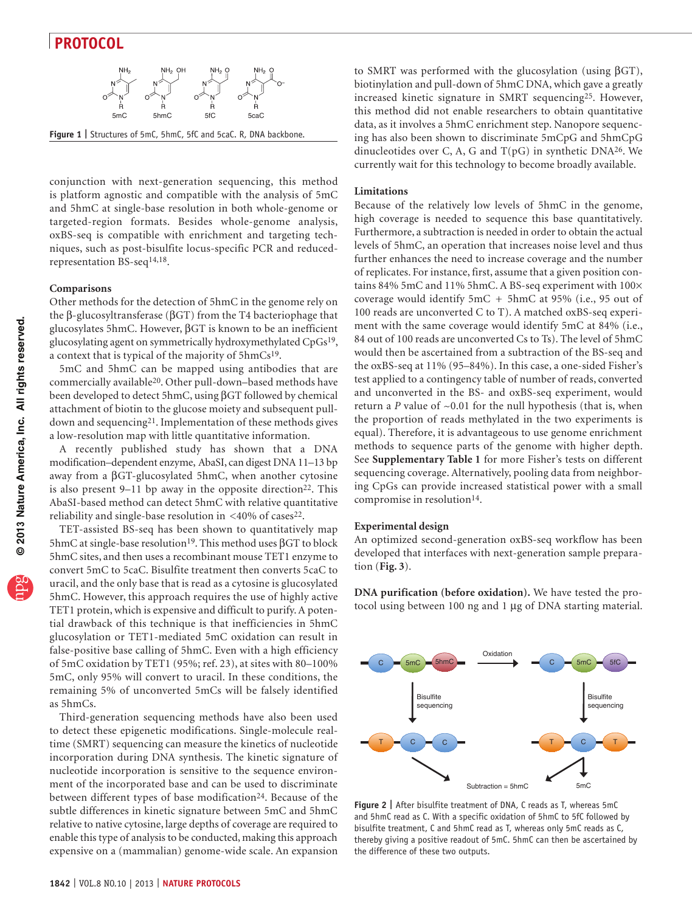Figure 1 | Structures of 5mC, 5hmC, 5fC and 5caC. R, DNA backbone.

conjunction with next-generation sequencing, this method is platform agnostic and compatible with the analysis of 5mC and 5hmC at single-base resolution in both whole-genome or targeted-region formats. Besides whole-genome analysis, oxBS-seq is compatible with enrichment and targeting techniques, such as post-bisulfite locus-specific PCR and reduced-representation BS-seq[14,18].

### Comparisons

Other methods for the detection of 5hmC in the genome rely on the β-glucosyltransferase (βGT) from the T4 bacteriophage that glucosylates 5hmC. However, βGT is known to be an inefficient glucosylating agent on symmetrically hydroxymethylated CpGs[19], a context that is typical of the majority of 5hmCs[19].

5mC and 5hmC can be mapped using antibodies that are commercially available[20]. Other pull-down–based methods have been developed to detect 5hmC, using βGT followed by chemical attachment of biotin to the glucose moiety and subsequent pull-down and sequencing[21]. Implementation of these methods gives a low-resolution map with little quantitative information.

A recently published study has shown that a DNA modification–dependent enzyme, AbaSI, can digest DNA 11–13 bp away from a βGT-glucosylated 5hmC, when another cytosine is also present 9–11 bp away in the opposite direction[22]. This AbaSI-based method can detect 5hmC with relative quantitative reliability and single-base resolution in <40% of cases[22].

TET-assisted BS-seq has been shown to quantitatively map 5hmC at single-base resolution[19]. This method uses βGT to block 5hmC sites, and then uses a recombinant mouse TET1 enzyme to convert 5mC to 5caC. Bisulfite treatment then converts 5caC to uracil, and the only base that is read as a cytosine is glucosylated 5hmC. However, this approach requires the use of highly active TET1 protein, which is expensive and difficult to purify. A potential drawback of this technique is that inefficiencies in 5hmC glucosylation or TET1-mediated 5mC oxidation can result in false-positive base calling of 5hmC. Even with a high efficiency of 5mC oxidation by TET1 (95%; ref. 23), at sites with 80–100% 5mC, only 95% will convert to uracil. In these conditions, the remaining 5% of unconverted 5mCs will be falsely identified as 5hmCs.

Third-generation sequencing methods have also been used to detect these epigenetic modifications. Single-molecule real-time (SMRT) sequencing can measure the kinetics of nucleotide incorporation during DNA synthesis. The kinetic signature of nucleotide incorporation is sensitive to the sequence environment of the incorporated base and can be used to discriminate between different types of base modification[24]. Because of the subtle differences in kinetic signature between 5mC and 5hmC relative to native cytosine, large depths of coverage are required to enable this type of analysis to be conducted, making this approach expensive on a (mammalian) genome-wide scale. An expansion to SMRT was performed with the glucosylation (using βGT), biotinylation and pull-down of 5hmC DNA, which gave a greatly increased kinetic signature in SMRT sequencing[25]. However, this method did not enable researchers to obtain quantitative data, as it involves a 5hmC enrichment step. Nanopore sequencing has also been shown to discriminate 5mCpG and 5hmCpG dinucleotides over C, A, G and T(pG) in synthetic DNA[26]. We currently wait for this technology to become broadly available.

### Limitations

Because of the relatively low levels of 5hmC in the genome, high coverage is needed to sequence this base quantitatively. Furthermore, a subtraction is needed in order to obtain the actual levels of 5hmC, an operation that increases noise level and thus further enhances the need to increase coverage and the number of replicates. For instance, first, assume that a given position contains 84% 5mC and 11% 5hmC. A BS-seq experiment with 100× coverage would identify 5mC + 5hmC at 95% (i.e., 95 out of 100 reads are unconverted C to T). A matched oxBS-seq experiment with the same coverage would identify 5mC at 84% (i.e., 84 out of 100 reads are unconverted Cs to Ts). The level of 5hmC would then be ascertained from a subtraction of the BS-seq and the oxBS-seq at 11% (95–84%). In this case, a one-sided Fisher's test applied to a contingency table of number of reads, converted and unconverted in the BS- and oxBS-seq experiment, would return a $P$ value of ~0.01 for the null hypothesis (that is, when the proportion of reads methylated in the two experiments is equal). Therefore, it is advantageous to use genome enrichment methods to sequence parts of the genome with higher depth. See **Supplementary Table 1** for more Fisher's tests on different sequencing coverage. Alternatively, pooling data from neighboring CpGs can provide increased statistical power with a small compromise in resolution[14].

### Experimental design

An optimized second-generation oxBS-seq workflow has been developed that interfaces with next-generation sample preparation (**Fig. 3**).

**DNA purification (before oxidation).** We have tested the protocol using between 100 ng and 1 μg of DNA starting material.

Figure 2 | After bisulfite treatment of DNA, C reads as T, whereas 5mC and 5hmC read as C. With a specific oxidation of 5hmC to 5fC followed by bisulfite treatment, C and 5hmC read as T, whereas only 5mC reads as C, thereby giving a positive readout of 5mC. 5hmC can then be ascertained by the difference of these two outputs.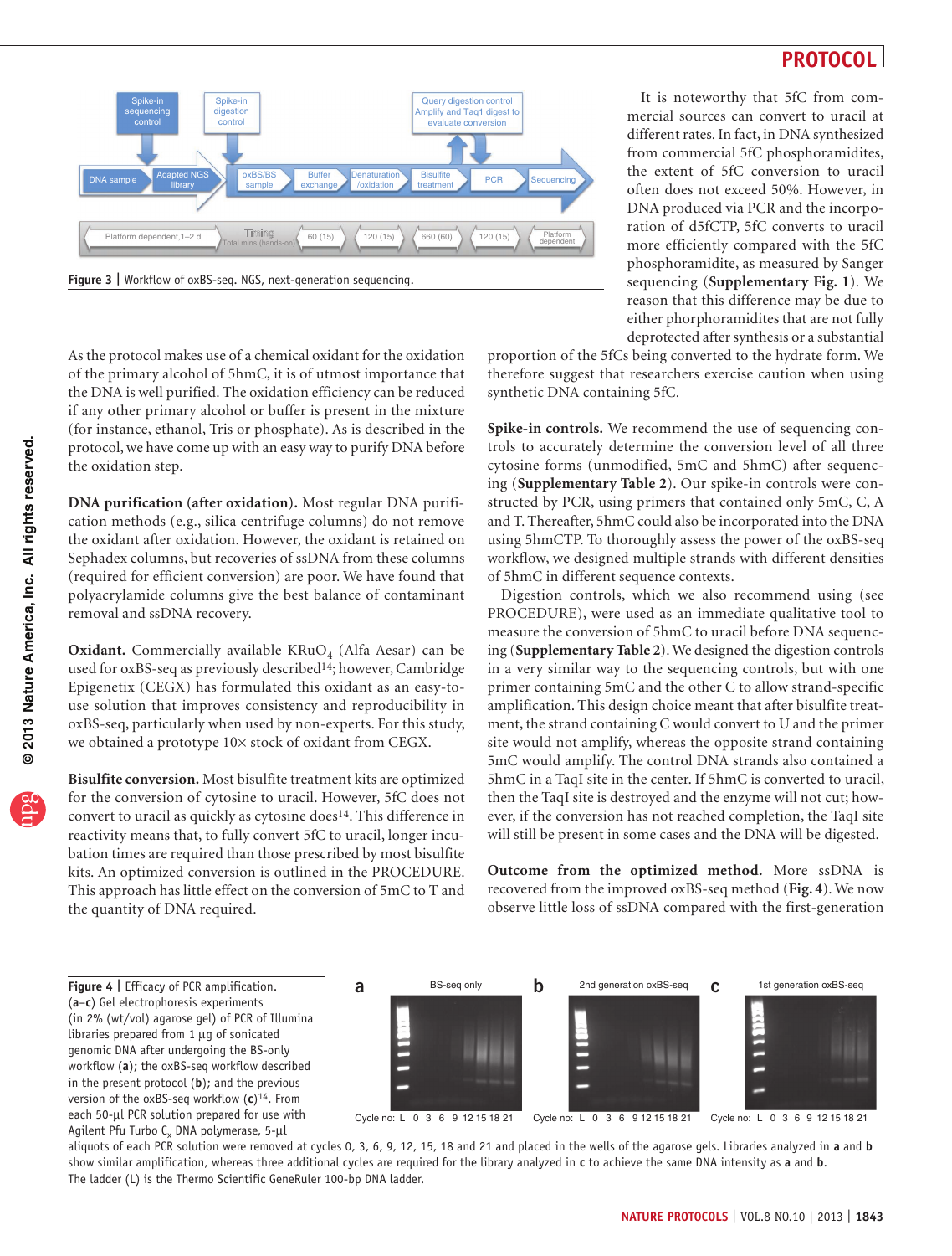Figure 3 | Workflow of oxBS-seq. NGS, next-generation sequencing.

It is noteworthy that 5fC from commercial sources can convert to uracil at different rates. In fact, in DNA synthesized from commercial 5fC phosphoramidites, the extent of 5fC conversion to uracil often does not exceed 50%. However, in DNA produced via PCR and the incorporation of d5fCTP, 5fC converts to uracil more efficiently compared with the 5fC phosphoramidite, as measured by Sanger sequencing (**Supplementary Fig. 1**). We reason that this difference may be due to either phorphoramidites that are not fully deprotected after synthesis or a substantial proportion of the 5fCs being converted to the hydrate form. We therefore suggest that researchers exercise caution when using synthetic DNA containing 5fC.

As the protocol makes use of a chemical oxidant for the oxidation of the primary alcohol of 5hmC, it is of utmost importance that the DNA is well purified. The oxidation efficiency can be reduced if any other primary alcohol or buffer is present in the mixture (for instance, ethanol, Tris or phosphate). As is described in the protocol, we have come up with an easy way to purify DNA before the oxidation step.

**DNA purification (after oxidation).** Most regular DNA purification methods (e.g., silica centrifuge columns) do not remove the oxidant after oxidation. However, the oxidant is retained on Sephadex columns, but recoveries of ssDNA from these columns (required for efficient conversion) are poor. We have found that polyacrylamide columns give the best balance of contaminant removal and ssDNA recovery.

**Oxidant.** Commercially available $KRuO_4$ (Alfa Aesar) can be used for oxBS-seq as previously described[14]; however, Cambridge Epigenetix (CEGX) has formulated this oxidant as an easy-to-use solution that improves consistency and reproducibility in oxBS-seq, particularly when used by non-experts. For this study, we obtained a prototype 10× stock of oxidant from CEGX.

**Bisulfite conversion.** Most bisulfite treatment kits are optimized for the conversion of cytosine to uracil. However, 5fC does not convert to uracil as quickly as cytosine does[14]. This difference in reactivity means that, to fully convert 5fC to uracil, longer incubation times are required than those prescribed by most bisulfite kits. An optimized conversion is outlined in the PROCEDURE. This approach has little effect on the conversion of 5mC to T and the quantity of DNA required.

**Spike-in controls.** We recommend the use of sequencing controls to accurately determine the conversion level of all three cytosine forms (unmodified, 5mC and 5hmC) after sequencing (**Supplementary Table 2**). Our spike-in controls were constructed by PCR, using primers that contained only 5mC, C, A and T. Thereafter, 5hmC could also be incorporated into the DNA using 5hmCTP. To thoroughly assess the power of the oxBS-seq workflow, we designed multiple strands with different densities of 5hmC in different sequence contexts.

Digestion controls, which we also recommend using (see PROCEDURE), were used as an immediate qualitative tool to measure the conversion of 5hmC to uracil before DNA sequencing (**Supplementary Table 2**). We designed the digestion controls in a very similar way to the sequencing controls, but with one primer containing 5mC and the other C to allow strand-specific amplification. This design choice meant that after bisulfite treatment, the strand containing C would convert to U and the primer site would not amplify, whereas the opposite strand containing 5mC would amplify. The control DNA strands also contained a 5hmC in a TaqI site in the center. If 5hmC is converted to uracil, then the TaqI site is destroyed and the enzyme will not cut; however, if the conversion has not reached completion, the TaqI site will still be present in some cases and the DNA will be digested.

**Outcome from the optimized method.** More ssDNA is recovered from the improved oxBS-seq method (**Fig. 4**). We now observe little loss of ssDNA compared with the first-generation

**Figure 4 | Efficacy of PCR amplification.** (**a**–**c**) Gel electrophoresis experiments (in 2% (wt/vol) agarose gel) of PCR of Illumina libraries prepared from 1 µg of sonicated genomic DNA after undergoing the BS-only workflow (**a**); the oxBS-seq workflow described in the present protocol (**b**); and the previous version of the oxBS-seq workflow (**c**)[14]. From each 50-µl PCR solution prepared for use with Agilent Pfu Turbo $C_x$ DNA polymerase, 5-µl aliquots of each PCR solution were removed at cycles 0, 3, 6, 9, 12, 15, 18 and 21 and placed in the wells of the agarose gels. Libraries analyzed in **a** and **b** show similar amplification, whereas three additional cycles are required for the library analyzed in **c** to achieve the same DNA intensity as **a** and **b**. The ladder (L) is the Thermo Scientific GeneRuler 100-bp DNA ladder.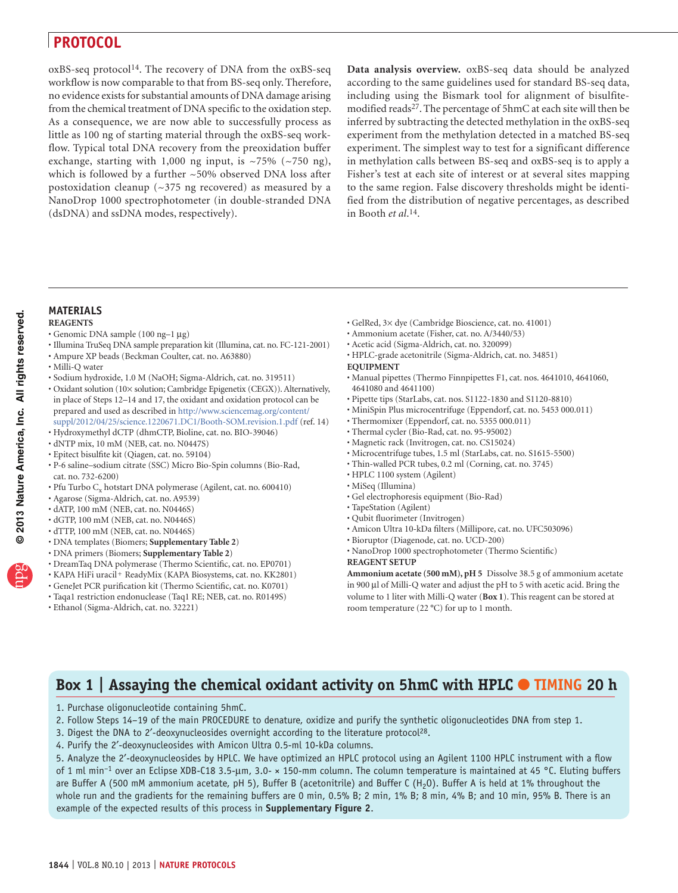oxBS-seq protocol[14]. The recovery of DNA from the oxBS-seq workflow is now comparable to that from BS-seq only. Therefore, no evidence exists for substantial amounts of DNA damage arising from the chemical treatment of DNA specific to the oxidation step. As a consequence, we are now able to successfully process as little as 100 ng of starting material through the oxBS-seq workflow. Typical total DNA recovery from the preoxidation buffer exchange, starting with 1,000 ng input, is ~75% (~750 ng), which is followed by a further ~50% observed DNA loss after postoxidation cleanup (~375 ng recovered) as measured by a NanoDrop 1000 spectrophotometer (in double-stranded DNA (dsDNA) and ssDNA modes, respectively).

**Data analysis overview.** oxBS-seq data should be analyzed according to the same guidelines used for standard BS-seq data, including using the Bismark tool for alignment of bisulfite-modified reads[27]. The percentage of 5hmC at each site will then be inferred by subtracting the detected methylation in the oxBS-seq experiment from the methylation detected in a matched BS-seq experiment. The simplest way to test for a significant difference in methylation calls between BS-seq and oxBS-seq is to apply a Fisher's test at each site of interest or at several sites mapping to the same region. False discovery thresholds might be identified from the distribution of negative percentages, as described in Booth *et al.*[14].

## MATERIALS

### REAGENTS

- Genomic DNA sample (100 ng–1 µg)
- Illumina TruSeq DNA sample preparation kit (Illumina, cat. no. FC-121-2001)
- Ampure XP beads (Beckman Coulter, cat. no. A63880)
- Milli-Q water
- Sodium hydroxide, 1.0 M (NaOH; Sigma-Aldrich, cat. no. 319511)
- Oxidant solution (10× solution; Cambridge Epigenetix (CEGX)). Alternatively, in place of Steps 12–14 and 17, the oxidant and oxidation protocol can be prepared and used as described in http://www.sciencemag.org/content/suppl/2012/04/25/science.1220671.DC1/Booth-SOM.revision.1.pdf (ref. 14)
- Hydroxymethyl dCTP (dhmCTP, Bioline, cat. no. BIO-39046)
- dNTP mix, 10 mM (NEB, cat. no. N0447S)
- Epitect bisulfite kit (Qiagen, cat. no. 59104)
- P-6 saline–sodium citrate (SSC) Micro Bio-Spin columns (Bio-Rad, cat. no. 732-6200)
- Pfu Turbo $C_x$ hotstart DNA polymerase (Agilent, cat. no. 600410)
- Agarose (Sigma-Aldrich, cat. no. A9539)
- dATP, 100 mM (NEB, cat. no. N0446S)
- dGTP, 100 mM (NEB, cat. no. N0446S)
- dTTP, 100 mM (NEB, cat. no. N0446S)
- DNA templates (Biomers; **Supplementary Table 2**)
- DNA primers (Biomers; **Supplementary Table 2**)
- DreamTaq DNA polymerase (Thermo Scientific, cat. no. EP0701)
- KAPA HiFi uracil+ ReadyMix (KAPA Biosystems, cat. no. KK2801)
- GeneJet PCR purification kit (Thermo Scientific, cat. no. K0701)
- Taqa1 restriction endonuclease (Taq1 RE; NEB, cat. no. R0149S)
- Ethanol (Sigma-Aldrich, cat. no. 32221)
- GelRed, 3× dye (Cambridge Bioscience, cat. no. 41001)
- Ammonium acetate (Fisher, cat. no. A/3440/53)
- Acetic acid (Sigma-Aldrich, cat. no. 320099)
- HPLC-grade acetonitrile (Sigma-Aldrich, cat. no. 34851)

### EQUIPMENT

- Manual pipettes (Thermo Finnpipettes F1, cat. nos. 4641010, 4641060, 4641080 and 4641100)
- Pipette tips (StarLabs, cat. nos. S1122-1830 and S1120-8810)
- MiniSpin Plus microcentrifuge (Eppendorf, cat. no. 5453 000.011)
- Thermomixer (Eppendorf, cat. no. 5355 000.011)
- Thermal cycler (Bio-Rad, cat. no. 95-95002)
- Magnetic rack (Invitrogen, cat. no. CS15024)
- Microcentrifuge tubes, 1.5 ml (StarLabs, cat. no. S1615-5500)
- Thin-walled PCR tubes, 0.2 ml (Corning, cat. no. 3745)
- HPLC 1100 system (Agilent)
- MiSeq (Illumina)
- Gel electrophoresis equipment (Bio-Rad)
- TapeStation (Agilent)
- Qubit fluorimeter (Invitrogen)
- Amicon Ultra 10-kDa filters (Millipore, cat. no. UFC503096)
- Bioruptor (Diagenode, cat. no. UCD-200)
- NanoDrop 1000 spectrophotometer (Thermo Scientific)

### REAGENT SETUP

**Ammonium acetate (500 mM), pH 5** Dissolve 38.5 g of ammonium acetate in 900 µl of Milli-Q water and adjust the pH to 5 with acetic acid. Bring the volume to 1 liter with Milli-Q water (**Box 1**). This reagent can be stored at room temperature (22 °C) for up to 1 month.

## Box 1 | Assaying the chemical oxidant activity on 5hmC with HPLC ● TIMING 20 h

1. Purchase oligonucleotide containing 5hmC.
2. Follow Steps 14–19 of the main PROCEDURE to denature, oxidize and purify the synthetic oligonucleotides DNA from step 1.
3. Digest the DNA to 2′-deoxynucleosides overnight according to the literature protocol[28].
4. Purify the 2′-deoxynucleosides with Amicon Ultra 0.5-ml 10-kDa columns.
5. Analyze the 2′-deoxynucleosides by HPLC. We have optimized an HPLC protocol using an Agilent 1100 HPLC instrument with a flow of 1 ml $min^{-1}$ over an Eclipse XDB-C18 3.5-µm, 3.0- × 150-mm column. The column temperature is maintained at 45 °C. Eluting buffers are Buffer A (500 mM ammonium acetate, pH 5), Buffer B (acetonitrile) and Buffer C ($H_2O$). Buffer A is held at 1% throughout the whole run and the gradients for the remaining buffers are 0 min, 0.5% B; 2 min, 1% B; 8 min, 4% B; and 10 min, 95% B. There is an example of the expected results of this process in **Supplementary Figure 2**.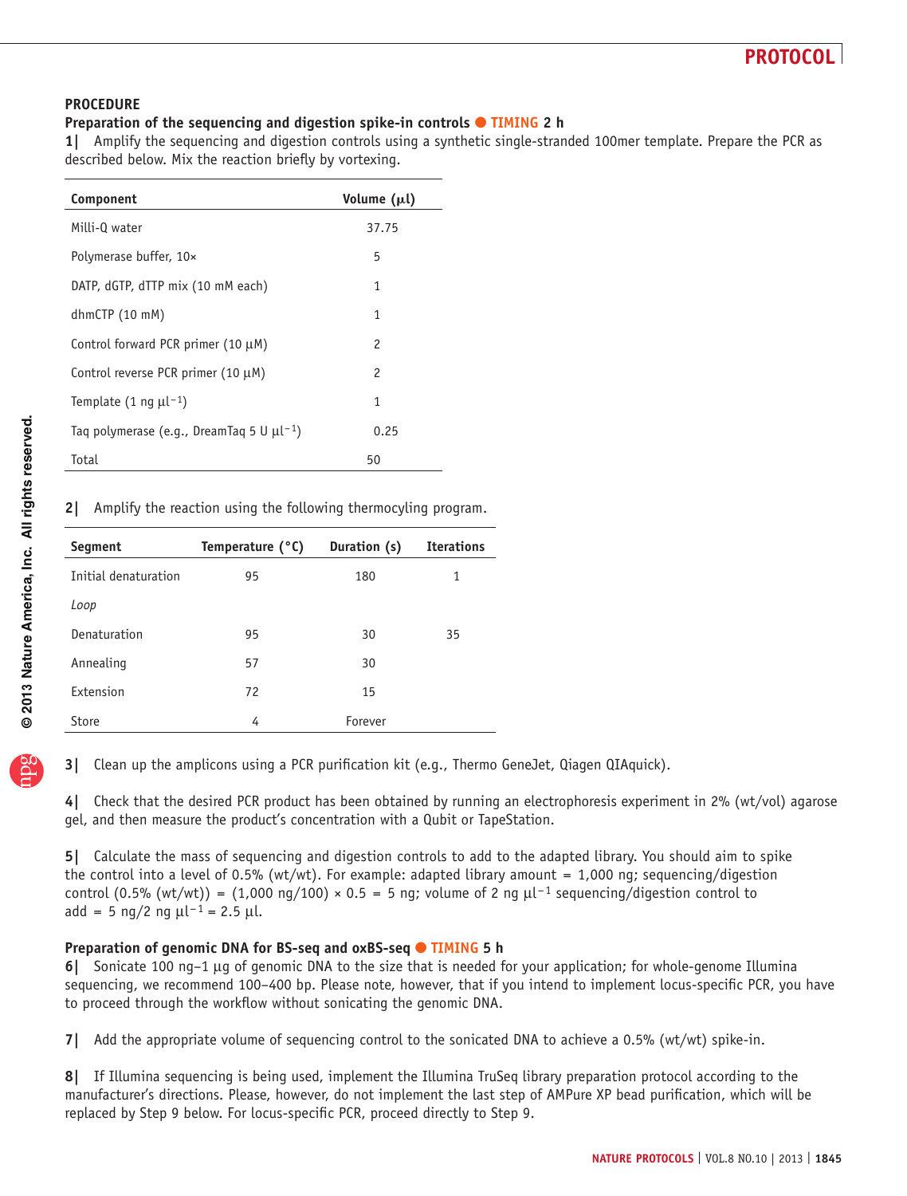## PROCEDURE

### Preparation of the sequencing and digestion spike-in controls ● TIMING 2 h

**1|** Amplify the sequencing and digestion controls using a synthetic single-stranded 100mer template. Prepare the PCR as described below. Mix the reaction briefly by vortexing.

| Component | Volume (μl) |
|---|---|
| Milli-Q water | 37.75 |
| Polymerase buffer, 10× | 5 |
| DATP, dGTP, dTTP mix (10 mM each) | 1 |
| dhmCTP (10 mM) | 1 |
| Control forward PCR primer (10 μM) | 2 |
| Control reverse PCR primer (10 μM) | 2 |
| Template (1 ng $\mu l^{-1}$) | 1 |
| Taq polymerase (e.g., DreamTaq 5 U $\mu l^{-1}$) | 0.25 |
| Total | 50 |

**2|** Amplify the reaction using the following thermocyling program.

| Segment | Temperature (°C) | Duration (s) | Iterations |
|---|---|---|---|
| Initial denaturation | 95 | 180 | 1 |
| *Loop* | | | |
| Denaturation | 95 | 30 | 35 |
| Annealing | 57 | 30 | |
| Extension | 72 | 15 | |
| Store | 4 | Forever | |

**3|** Clean up the amplicons using a PCR purification kit (e.g., Thermo GeneJet, Qiagen QIAquick).

**4|** Check that the desired PCR product has been obtained by running an electrophoresis experiment in 2% (wt/vol) agarose gel, and then measure the product's concentration with a Qubit or TapeStation.

**5|** Calculate the mass of sequencing and digestion controls to add to the adapted library. You should aim to spike the control into a level of 0.5% (wt/wt). For example: adapted library amount = 1,000 ng; sequencing/digestion control (0.5% (wt/wt)) = (1,000 ng/100) × 0.5 = 5 ng; volume of 2 ng $\mu l^{-1}$ sequencing/digestion control to add = 5 ng/2 ng $\mu l^{-1}$ = 2.5 μl.

### Preparation of genomic DNA for BS-seq and oxBS-seq ● TIMING 5 h

**6|** Sonicate 100 ng–1 μg of genomic DNA to the size that is needed for your application; for whole-genome Illumina sequencing, we recommend 100–400 bp. Please note, however, that if you intend to implement locus-specific PCR, you have to proceed through the workflow without sonicating the genomic DNA.

**7|** Add the appropriate volume of sequencing control to the sonicated DNA to achieve a 0.5% (wt/wt) spike-in.

**8|** If Illumina sequencing is being used, implement the Illumina TruSeq library preparation protocol according to the manufacturer's directions. Please, however, do not implement the last step of AMPure XP bead purification, which will be replaced by Step 9 below. For locus-specific PCR, proceed directly to Step 9.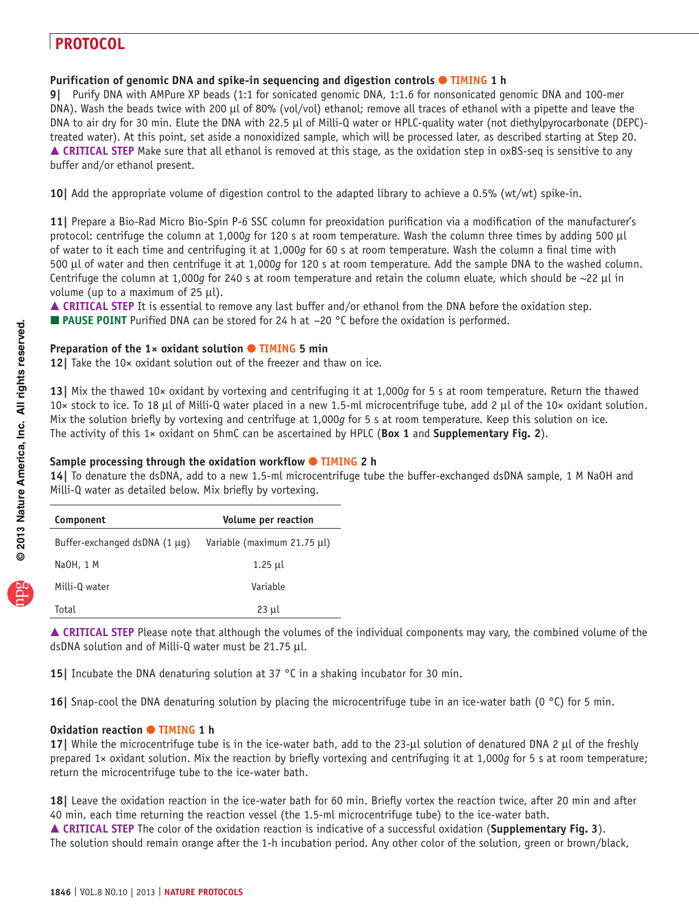## PROTOCOL

### Purification of genomic DNA and spike-in sequencing and digestion controls ● TIMING 1 h

**9|** Purify DNA with AMPure XP beads (1:1 for sonicated genomic DNA, 1:1.6 for nonsonicated genomic DNA and 100-mer DNA). Wash the beads twice with 200 µl of 80% (vol/vol) ethanol; remove all traces of ethanol with a pipette and leave the DNA to air dry for 30 min. Elute the DNA with 22.5 µl of Milli-Q water or HPLC-quality water (not diethylpyrocarbonate (DEPC)-treated water). At this point, set aside a nonoxidized sample, which will be processed later, as described starting at Step 20.
▲ **CRITICAL STEP** Make sure that all ethanol is removed at this stage, as the oxidation step in oxBS-seq is sensitive to any buffer and/or ethanol present.

**10|** Add the appropriate volume of digestion control to the adapted library to achieve a 0.5% (wt/wt) spike-in.

**11|** Prepare a Bio-Rad Micro Bio-Spin P-6 SSC column for preoxidation purification via a modification of the manufacturer's protocol: centrifuge the column at 1,000*g* for 120 s at room temperature. Wash the column three times by adding 500 µl of water to it each time and centrifuging it at 1,000*g* for 60 s at room temperature. Wash the column a final time with 500 µl of water and then centrifuge it at 1,000*g* for 120 s at room temperature. Add the sample DNA to the washed column. Centrifuge the column at 1,000*g* for 240 s at room temperature and retain the column eluate, which should be ~22 µl in volume (up to a maximum of 25 µl).
▲ **CRITICAL STEP** It is essential to remove any last buffer and/or ethanol from the DNA before the oxidation step.
■ **PAUSE POINT** Purified DNA can be stored for 24 h at −20 °C before the oxidation is performed.

### Preparation of the 1× oxidant solution ● TIMING 5 min

**12|** Take the 10× oxidant solution out of the freezer and thaw on ice.

**13|** Mix the thawed 10× oxidant by vortexing and centrifuging it at 1,000*g* for 5 s at room temperature. Return the thawed 10× stock to ice. To 18 µl of Milli-Q water placed in a new 1.5-ml microcentrifuge tube, add 2 µl of the 10× oxidant solution. Mix the solution briefly by vortexing and centrifuge at 1,000*g* for 5 s at room temperature. Keep this solution on ice. The activity of this 1× oxidant on 5hmC can be ascertained by HPLC (**Box 1** and **Supplementary Fig. 2**).

### Sample processing through the oxidation workflow ● TIMING 2 h

**14|** To denature the dsDNA, add to a new 1.5-ml microcentrifuge tube the buffer-exchanged dsDNA sample, 1 M NaOH and Milli-Q water as detailed below. Mix briefly by vortexing.

| Component | Volume per reaction |
|---|---|
| Buffer-exchanged dsDNA (1 µg) | Variable (maximum 21.75 µl) |
| NaOH, 1 M | 1.25 µl |
| Milli-Q water | Variable |
| Total | 23 µl |

▲ **CRITICAL STEP** Please note that although the volumes of the individual components may vary, the combined volume of the dsDNA solution and of Milli-Q water must be 21.75 µl.

**15|** Incubate the DNA denaturing solution at 37 °C in a shaking incubator for 30 min.

**16|** Snap-cool the DNA denaturing solution by placing the microcentrifuge tube in an ice-water bath (0 °C) for 5 min.

### Oxidation reaction ● TIMING 1 h

**17|** While the microcentrifuge tube is in the ice-water bath, add to the 23-µl solution of denatured DNA 2 µl of the freshly prepared 1× oxidant solution. Mix the reaction by briefly vortexing and centrifuging it at 1,000*g* for 5 s at room temperature; return the microcentrifuge tube to the ice-water bath.

**18|** Leave the oxidation reaction in the ice-water bath for 60 min. Briefly vortex the reaction twice, after 20 min and after 40 min, each time returning the reaction vessel (the 1.5-ml microcentrifuge tube) to the ice-water bath.
▲ **CRITICAL STEP** The color of the oxidation reaction is indicative of a successful oxidation (**Supplementary Fig. 3**). The solution should remain orange after the 1-h incubation period. Any other color of the solution, green or brown/black,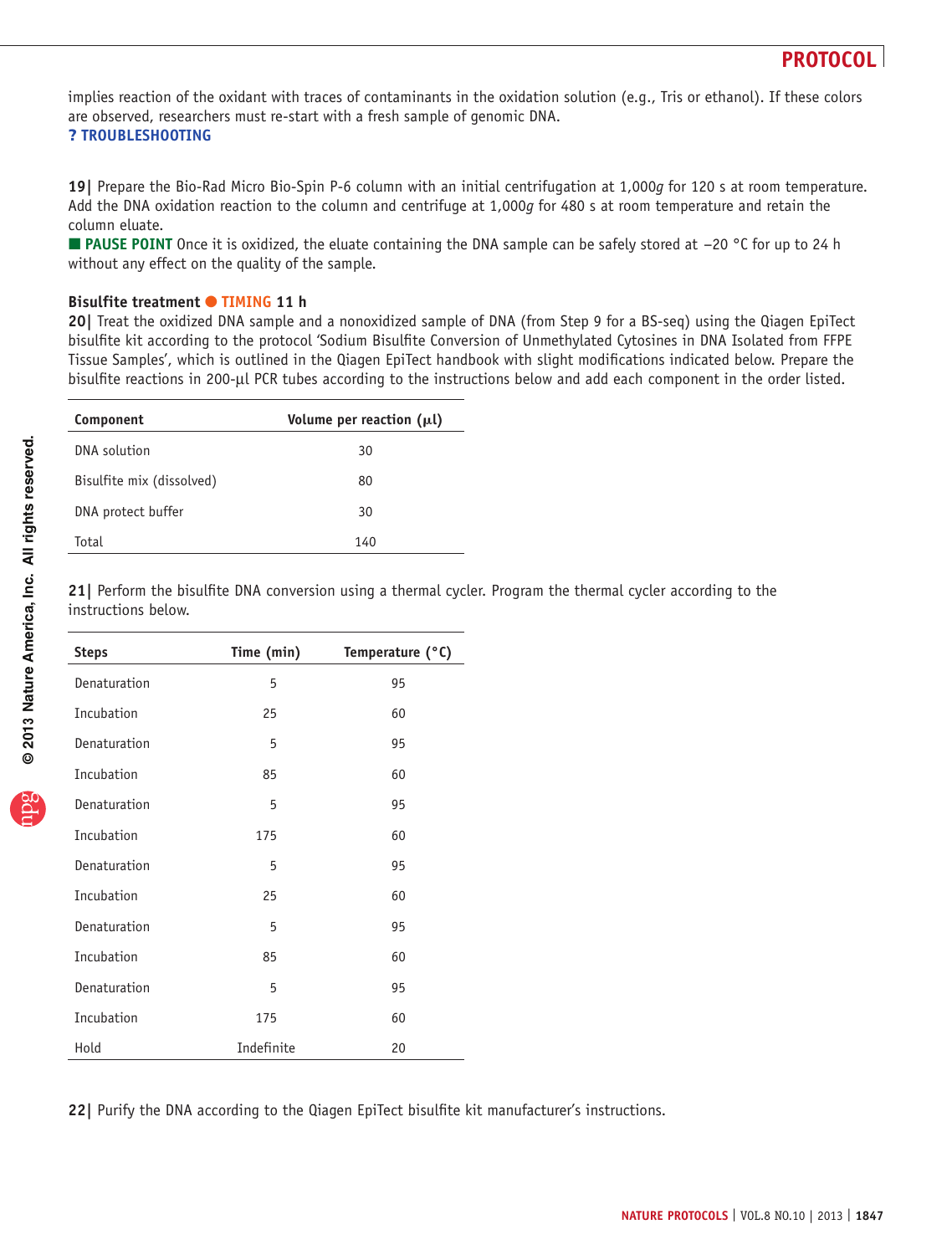implies reaction of the oxidant with traces of contaminants in the oxidation solution (e.g., Tris or ethanol). If these colors are observed, researchers must re-start with a fresh sample of genomic DNA.
**? TROUBLESHOOTING**

**19|** Prepare the Bio-Rad Micro Bio-Spin P-6 column with an initial centrifugation at 1,000*g* for 120 s at room temperature. Add the DNA oxidation reaction to the column and centrifuge at 1,000*g* for 480 s at room temperature and retain the column eluate.
■ **PAUSE POINT** Once it is oxidized, the eluate containing the DNA sample can be safely stored at −20 °C for up to 24 h without any effect on the quality of the sample.

**Bisulfite treatment ● TIMING 11 h**

**20|** Treat the oxidized DNA sample and a nonoxidized sample of DNA (from Step 9 for a BS-seq) using the Qiagen EpiTect bisulfite kit according to the protocol 'Sodium Bisulfite Conversion of Unmethylated Cytosines in DNA Isolated from FFPE Tissue Samples', which is outlined in the Qiagen EpiTect handbook with slight modifications indicated below. Prepare the bisulfite reactions in 200-μl PCR tubes according to the instructions below and add each component in the order listed.

| Component | Volume per reaction (μl) |
|---|---|
| DNA solution | 30 |
| Bisulfite mix (dissolved) | 80 |
| DNA protect buffer | 30 |
| Total | 140 |

**21|** Perform the bisulfite DNA conversion using a thermal cycler. Program the thermal cycler according to the instructions below.

| Steps | Time (min) | Temperature (°C) |
|---|---|---|
| Denaturation | 5 | 95 |
| Incubation | 25 | 60 |
| Denaturation | 5 | 95 |
| Incubation | 85 | 60 |
| Denaturation | 5 | 95 |
| Incubation | 175 | 60 |
| Denaturation | 5 | 95 |
| Incubation | 25 | 60 |
| Denaturation | 5 | 95 |
| Incubation | 85 | 60 |
| Denaturation | 5 | 95 |
| Incubation | 175 | 60 |
| Hold | Indefinite | 20 |

**22|** Purify the DNA according to the Qiagen EpiTect bisulfite kit manufacturer's instructions.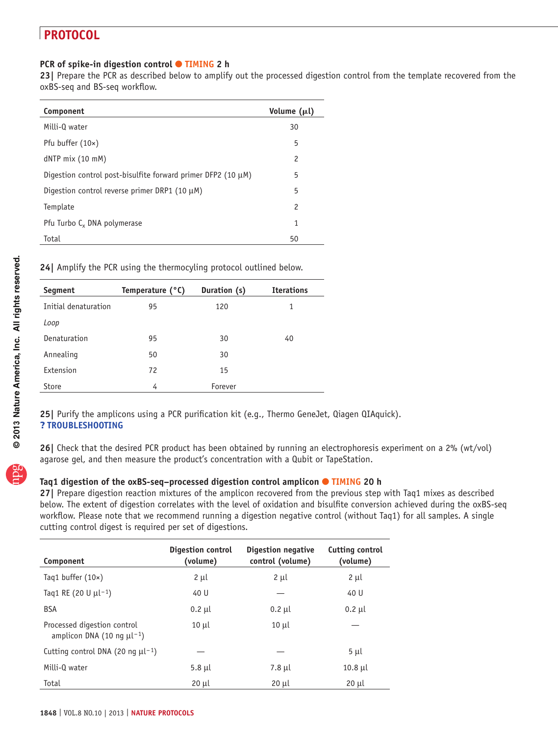## PCR of spike-in digestion control ● TIMING 2 h

**23|** Prepare the PCR as described below to amplify out the processed digestion control from the template recovered from the oxBS-seq and BS-seq workflow.

| Component | Volume (μl) |
|---|---|
| Milli-Q water | 30 |
| Pfu buffer (10×) | 5 |
| dNTP mix (10 mM) | 2 |
| Digestion control post-bisulfite forward primer DFP2 (10 μM) | 5 |
| Digestion control reverse primer DRP1 (10 μM) | 5 |
| Template | 2 |
| Pfu Turbo $C_x$ DNA polymerase | 1 |
| Total | 50 |

**24|** Amplify the PCR using the thermocycling protocol outlined below.

| Segment | Temperature (°C) | Duration (s) | Iterations |
|---|---|---|---|
| Initial denaturation | 95 | 120 | 1 |
| *Loop* | | | |
| Denaturation | 95 | 30 | 40 |
| Annealing | 50 | 30 | |
| Extension | 72 | 15 | |
| Store | 4 | Forever | |

**25|** Purify the amplicons using a PCR purification kit (e.g., Thermo GeneJet, Qiagen QIAquick).
**? TROUBLESHOOTING**

**26|** Check that the desired PCR product has been obtained by running an electrophoresis experiment on a 2% (wt/vol) agarose gel, and then measure the product's concentration with a Qubit or TapeStation.

## Taq1 digestion of the oxBS-seq–processed digestion control amplicon ● TIMING 20 h

**27|** Prepare digestion reaction mixtures of the amplicon recovered from the previous step with Taq1 mixes as described below. The extent of digestion correlates with the level of oxidation and bisulfite conversion achieved during the oxBS-seq workflow. Please note that we recommend running a digestion negative control (without Taq1) for all samples. A single cutting control digest is required per set of digestions.

| Component | Digestion control (volume) | Digestion negative control (volume) | Cutting control (volume) |
|---|---|---|---|
| Taq1 buffer (10×) | 2 μl | 2 μl | 2 μl |
| Taq1 RE (20 U $\mu l^{-1}$) | 40 U | — | 40 U |
| BSA | 0.2 μl | 0.2 μl | 0.2 μl |
| Processed digestion control amplicon DNA (10 ng $\mu l^{-1}$) | 10 μl | 10 μl | — |
| Cutting control DNA (20 ng $\mu l^{-1}$) | — | — | 5 μl |
| Milli-Q water | 5.8 μl | 7.8 μl | 10.8 μl |
| Total | 20 μl | 20 μl | 20 μl |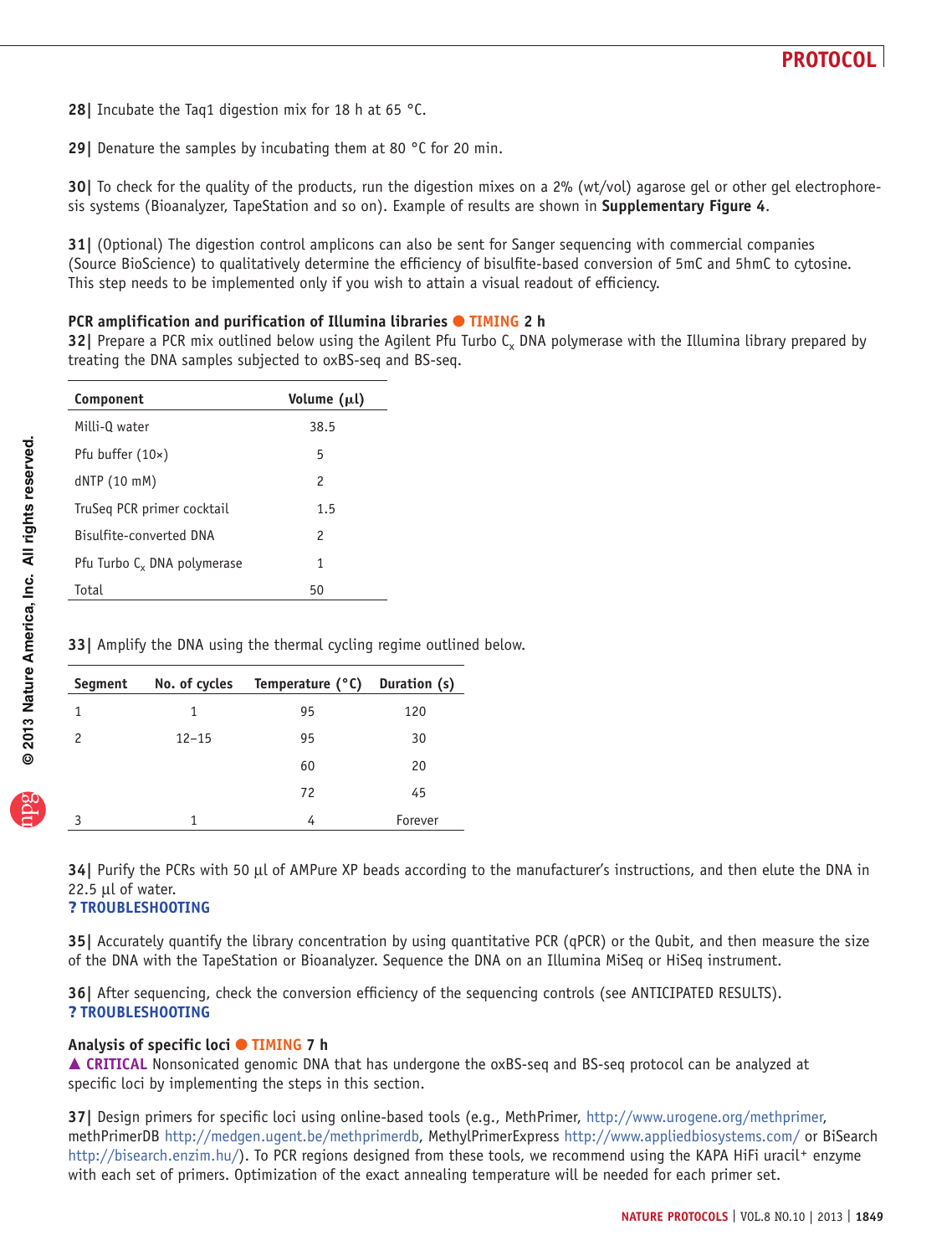28| Incubate the Taq1 digestion mix for 18 h at 65 °C.

29| Denature the samples by incubating them at 80 °C for 20 min.

30| To check for the quality of the products, run the digestion mixes on a 2% (wt/vol) agarose gel or other gel electrophoresis systems (Bioanalyzer, TapeStation and so on). Example of results are shown in **Supplementary Figure 4**.

31| (Optional) The digestion control amplicons can also be sent for Sanger sequencing with commercial companies (Source BioScience) to qualitatively determine the efficiency of bisulfite-based conversion of 5mC and 5hmC to cytosine. This step needs to be implemented only if you wish to attain a visual readout of efficiency.

### PCR amplification and purification of Illumina libraries ● TIMING 2 h

32| Prepare a PCR mix outlined below using the Agilent Pfu Turbo $C_x$ DNA polymerase with the Illumina library prepared by treating the DNA samples subjected to oxBS-seq and BS-seq.

| Component | Volume (μl) |
|---|---|
| Milli-Q water | 38.5 |
| Pfu buffer (10×) | 5 |
| dNTP (10 mM) | 2 |
| TruSeq PCR primer cocktail | 1.5 |
| Bisulfite-converted DNA | 2 |
| Pfu Turbo $C_x$ DNA polymerase | 1 |
| Total | 50 |

33| Amplify the DNA using the thermal cycling regime outlined below.

| Segment | No. of cycles | Temperature (°C) | Duration (s) |
|---|---|---|---|
| 1 | 1 | 95 | 120 |
| 2 | 12–15 | 95 | 30 |
| | | 60 | 20 |
| | | 72 | 45 |
| 3 | 1 | 4 | Forever |

34| Purify the PCRs with 50 μl of AMPure XP beads according to the manufacturer's instructions, and then elute the DNA in 22.5 μl of water.
**? TROUBLESHOOTING**

35| Accurately quantify the library concentration by using quantitative PCR (qPCR) or the Qubit, and then measure the size of the DNA with the TapeStation or Bioanalyzer. Sequence the DNA on an Illumina MiSeq or HiSeq instrument.

36| After sequencing, check the conversion efficiency of the sequencing controls (see ANTICIPATED RESULTS).
**? TROUBLESHOOTING**

### Analysis of specific loci ● TIMING 7 h

▲ **CRITICAL** Nonsonicated genomic DNA that has undergone the oxBS-seq and BS-seq protocol can be analyzed at specific loci by implementing the steps in this section.

37| Design primers for specific loci using online-based tools (e.g., MethPrimer, http://www.urogene.org/methprimer, methPrimerDB http://medgen.ugent.be/methprimerdb, MethylPrimerExpress http://www.appliedbiosystems.com/ or BiSearch http://bisearch.enzim.hu/). To PCR regions designed from these tools, we recommend using the KAPA HiFi uracil+ enzyme with each set of primers. Optimization of the exact annealing temperature will be needed for each primer set.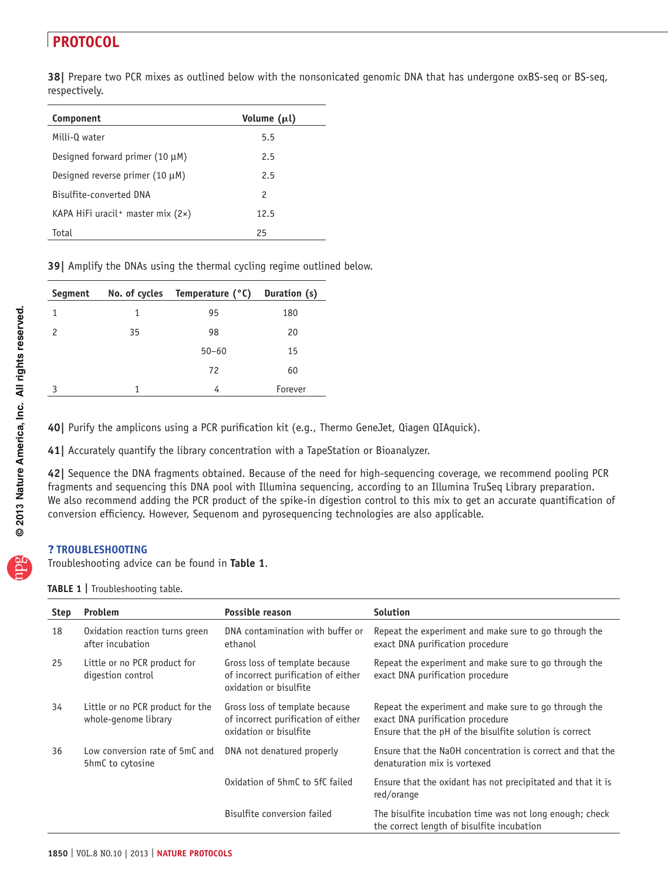**38|** Prepare two PCR mixes as outlined below with the nonsonicated genomic DNA that has undergone oxBS-seq or BS-seq, respectively.

| Component | Volume (μl) |
|---|---|
| Milli-Q water | 5.5 |
| Designed forward primer (10 μM) | 2.5 |
| Designed reverse primer (10 μM) | 2.5 |
| Bisulfite-converted DNA | 2 |
| KAPA HiFi uracil+ master mix (2×) | 12.5 |
| Total | 25 |

**39|** Amplify the DNAs using the thermal cycling regime outlined below.

| Segment | No. of cycles | Temperature (°C) | Duration (s) |
|---|---|---|---|
| 1 | 1 | 95 | 180 |
| 2 | 35 | 98 | 20 |
| | | 50–60 | 15 |
| | | 72 | 60 |
| 3 | 1 | 4 | Forever |

**40|** Purify the amplicons using a PCR purification kit (e.g., Thermo GeneJet, Qiagen QIAquick).

**41|** Accurately quantify the library concentration with a TapeStation or Bioanalyzer.

**42|** Sequence the DNA fragments obtained. Because of the need for high-sequencing coverage, we recommend pooling PCR fragments and sequencing this DNA pool with Illumina sequencing, according to an Illumina TruSeq Library preparation. We also recommend adding the PCR product of the spike-in digestion control to this mix to get an accurate quantification of conversion efficiency. However, Sequenom and pyrosequencing technologies are also applicable.

## ? TROUBLESHOOTING

Troubleshooting advice can be found in **Table 1**.

**TABLE 1 |** Troubleshooting table.

| Step | Problem | Possible reason | Solution |
|---|---|---|---|
| 18 | Oxidation reaction turns green after incubation | DNA contamination with buffer or ethanol | Repeat the experiment and make sure to go through the exact DNA purification procedure |
| 25 | Little or no PCR product for digestion control | Gross loss of template because of incorrect purification of either oxidation or bisulfite | Repeat the experiment and make sure to go through the exact DNA purification procedure |
| 34 | Little or no PCR product for the whole-genome library | Gross loss of template because of incorrect purification of either oxidation or bisulfite | Repeat the experiment and make sure to go through the exact DNA purification procedure<br>Ensure that the pH of the bisulfite solution is correct |
| 36 | Low conversion rate of 5mC and 5hmC to cytosine | DNA not denatured properly | Ensure that the NaOH concentration is correct and that the denaturation mix is vortexed |
| | | Oxidation of 5hmC to 5fC failed | Ensure that the oxidant has not precipitated and that it is red/orange |
| | | Bisulfite conversion failed | The bisulfite incubation time was not long enough; check the correct length of bisulfite incubation |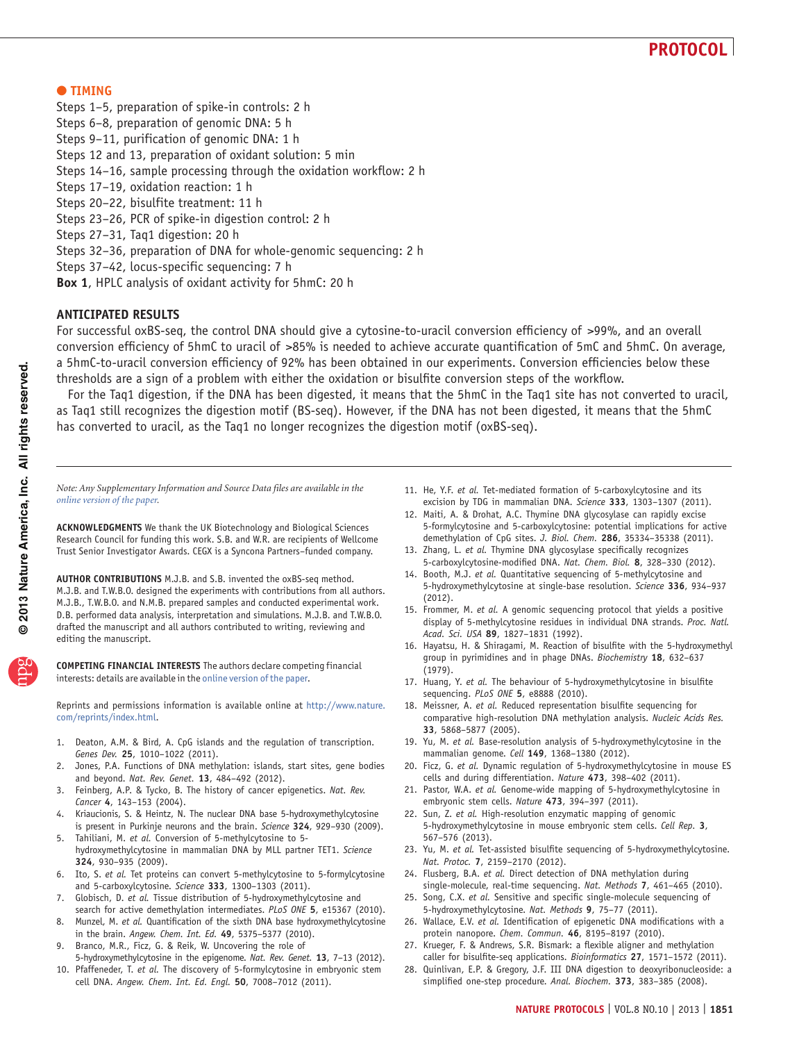## ● TIMING

Steps 1–5, preparation of spike-in controls: 2 h
Steps 6–8, preparation of genomic DNA: 5 h
Steps 9–11, purification of genomic DNA: 1 h
Steps 12 and 13, preparation of oxidant solution: 5 min
Steps 14–16, sample processing through the oxidation workflow: 2 h
Steps 17–19, oxidation reaction: 1 h
Steps 20–22, bisulfite treatment: 11 h
Steps 23–26, PCR of spike-in digestion control: 2 h
Steps 27–31, Taq1 digestion: 20 h
Steps 32–36, preparation of DNA for whole-genomic sequencing: 2 h
Steps 37–42, locus-specific sequencing: 7 h
**Box 1**, HPLC analysis of oxidant activity for 5hmC: 20 h

## ANTICIPATED RESULTS

For successful oxBS-seq, the control DNA should give a cytosine-to-uracil conversion efficiency of >99%, and an overall conversion efficiency of 5hmC to uracil of >85% is needed to achieve accurate quantification of 5mC and 5hmC. On average, a 5hmC-to-uracil conversion efficiency of 92% has been obtained in our experiments. Conversion efficiencies below these thresholds are a sign of a problem with either the oxidation or bisulfite conversion steps of the workflow.

For the Taq1 digestion, if the DNA has been digested, it means that the 5hmC in the Taq1 site has not converted to uracil, as Taq1 still recognizes the digestion motif (BS-seq). However, if the DNA has not been digested, it means that the 5hmC has converted to uracil, as the Taq1 no longer recognizes the digestion motif (oxBS-seq).

*Note: Any Supplementary Information and Source Data files are available in the online version of the paper.*

**ACKNOWLEDGMENTS** We thank the UK Biotechnology and Biological Sciences Research Council for funding this work. S.B. and W.R. are recipients of Wellcome Trust Senior Investigator Awards. CEGX is a Syncona Partners–funded company.

**AUTHOR CONTRIBUTIONS** M.J.B. and S.B. invented the oxBS-seq method. M.J.B. and T.W.B.O. designed the experiments with contributions from all authors. M.J.B., T.W.B.O. and N.M.B. prepared samples and conducted experimental work. D.B. performed data analysis, interpretation and simulations. M.J.B. and T.W.B.O. drafted the manuscript and all authors contributed to writing, reviewing and editing the manuscript.

**COMPETING FINANCIAL INTERESTS** The authors declare competing financial interests: details are available in the online version of the paper.

Reprints and permissions information is available online at http://www.nature.com/reprints/index.html.

1. Deaton, A.M. & Bird, A. CpG islands and the regulation of transcription. *Genes Dev.* **25**, 1010–1022 (2011).
2. Jones, P.A. Functions of DNA methylation: islands, start sites, gene bodies and beyond. *Nat. Rev. Genet.* **13**, 484–492 (2012).
3. Feinberg, A.P. & Tycko, B. The history of cancer epigenetics. *Nat. Rev. Cancer* **4**, 143–153 (2004).
4. Kriaucionis, S. & Heintz, N. The nuclear DNA base 5-hydroxymethylcytosine is present in Purkinje neurons and the brain. *Science* **324**, 929–930 (2009).
5. Tahiliani, M. *et al.* Conversion of 5-methylcytosine to 5-hydroxymethylcytosine in mammalian DNA by MLL partner TET1. *Science* **324**, 930–935 (2009).
6. Ito, S. *et al.* Tet proteins can convert 5-methylcytosine to 5-formylcytosine and 5-carboxylcytosine. *Science* **333**, 1300–1303 (2011).
7. Globisch, D. *et al.* Tissue distribution of 5-hydroxymethylcytosine and search for active demethylation intermediates. *PLoS ONE* **5**, e15367 (2010).
8. Munzel, M. *et al.* Quantification of the sixth DNA base hydroxymethylcytosine in the brain. *Angew. Chem. Int. Ed.* **49**, 5375–5377 (2010).
9. Branco, M.R., Ficz, G. & Reik, W. Uncovering the role of 5-hydroxymethylcytosine in the epigenome. *Nat. Rev. Genet.* **13**, 7–13 (2012).
10. Pfaffeneder, T. *et al.* The discovery of 5-formylcytosine in embryonic stem cell DNA. *Angew. Chem. Int. Ed. Engl.* **50**, 7008–7012 (2011).
11. He, Y.F. *et al.* Tet-mediated formation of 5-carboxylcytosine and its excision by TDG in mammalian DNA. *Science* **333**, 1303–1307 (2011).
12. Maiti, A. & Drohat, A.C. Thymine DNA glycosylase can rapidly excise 5-formylcytosine and 5-carboxylcytosine: potential implications for active demethylation of CpG sites. *J. Biol. Chem.* **286**, 35334–35338 (2011).
13. Zhang, L. *et al.* Thymine DNA glycosylase specifically recognizes 5-carboxylcytosine-modified DNA. *Nat. Chem. Biol.* **8**, 328–330 (2012).
14. Booth, M.J. *et al.* Quantitative sequencing of 5-methylcytosine and 5-hydroxymethylcytosine at single-base resolution. *Science* **336**, 934–937 (2012).
15. Frommer, M. *et al.* A genomic sequencing protocol that yields a positive display of 5-methylcytosine residues in individual DNA strands. *Proc. Natl. Acad. Sci. USA* **89**, 1827–1831 (1992).
16. Hayatsu, H. & Shiragami, M. Reaction of bisulfite with the 5-hydroxymethyl group in pyrimidines and in phage DNAs. *Biochemistry* **18**, 632–637 (1979).
17. Huang, Y. *et al.* The behaviour of 5-hydroxymethylcytosine in bisulfite sequencing. *PLoS ONE* **5**, e8888 (2010).
18. Meissner, A. *et al.* Reduced representation bisulfite sequencing for comparative high-resolution DNA methylation analysis. *Nucleic Acids Res.* **33**, 5868–5877 (2005).
19. Yu, M. *et al.* Base-resolution analysis of 5-hydroxymethylcytosine in the mammalian genome. *Cell* **149**, 1368–1380 (2012).
20. Ficz, G. *et al.* Dynamic regulation of 5-hydroxymethylcytosine in mouse ES cells and during differentiation. *Nature* **473**, 398–402 (2011).
21. Pastor, W.A. *et al.* Genome-wide mapping of 5-hydroxymethylcytosine in embryonic stem cells. *Nature* **473**, 394–397 (2011).
22. Sun, Z. *et al.* High-resolution enzymatic mapping of genomic 5-hydroxymethylcytosine in mouse embryonic stem cells. *Cell Rep.* **3**, 567–576 (2013).
23. Yu, M. *et al.* Tet-assisted bisulfite sequencing of 5-hydroxymethylcytosine. *Nat. Protoc.* **7**, 2159–2170 (2012).
24. Flusberg, B.A. *et al.* Direct detection of DNA methylation during single-molecule, real-time sequencing. *Nat. Methods* **7**, 461–465 (2010).
25. Song, C.X. *et al.* Sensitive and specific single-molecule sequencing of 5-hydroxymethylcytosine. *Nat. Methods* **9**, 75–77 (2011).
26. Wallace, E.V. *et al.* Identification of epigenetic DNA modifications with a protein nanopore. *Chem. Commun.* **46**, 8195–8197 (2010).
27. Krueger, F. & Andrews, S.R. Bismark: a flexible aligner and methylation caller for bisulfite-seq applications. *Bioinformatics* **27**, 1571–1572 (2011).
28. Quinlivan, E.P. & Gregory, J.F. III DNA digestion to deoxyribonucleoside: a simplified one-step procedure. *Anal. Biochem.* **373**, 383–385 (2008).